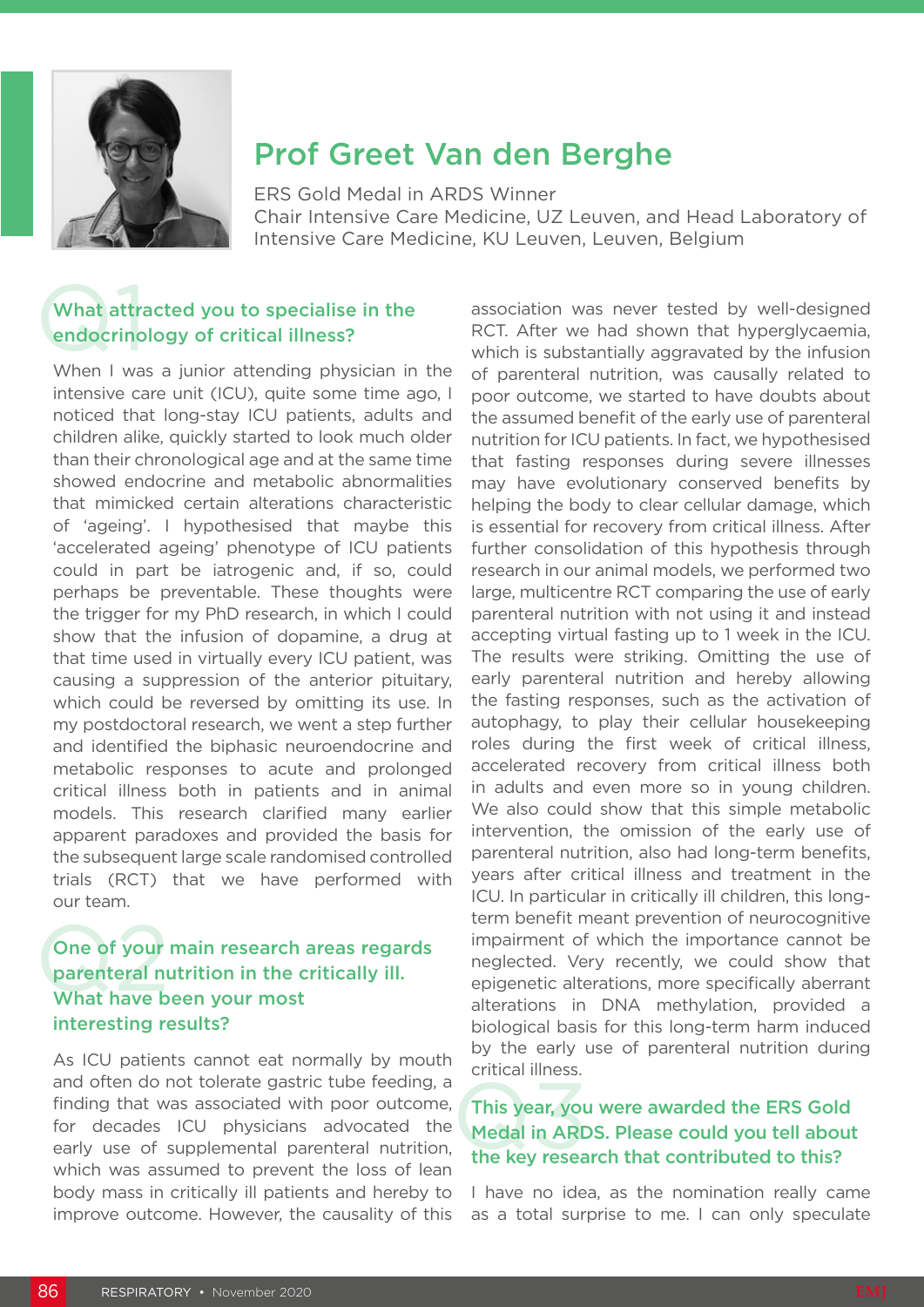# Prof Greet Van den Berghe

ERS Gold Medal in ARDS Winner
Chair Intensive Care Medicine, UZ Leuven, and Head Laboratory of Intensive Care Medicine, KU Leuven, Leuven, Belgium

### What attracted you to specialise in the endocrinology of critical illness?

When I was a junior attending physician in the intensive care unit (ICU), quite some time ago, I noticed that long-stay ICU patients, adults and children alike, quickly started to look much older than their chronological age and at the same time showed endocrine and metabolic abnormalities that mimicked certain alterations characteristic of 'ageing'. I hypothesised that maybe this 'accelerated ageing' phenotype of ICU patients could in part be iatrogenic and, if so, could perhaps be preventable. These thoughts were the trigger for my PhD research, in which I could show that the infusion of dopamine, a drug at that time used in virtually every ICU patient, was causing a suppression of the anterior pituitary, which could be reversed by omitting its use. In my postdoctoral research, we went a step further and identified the biphasic neuroendocrine and metabolic responses to acute and prolonged critical illness both in patients and in animal models. This research clarified many earlier apparent paradoxes and provided the basis for the subsequent large scale randomised controlled trials (RCT) that we have performed with our team.

### One of your main research areas regards parenteral nutrition in the critically ill. What have been your most interesting results?

As ICU patients cannot eat normally by mouth and often do not tolerate gastric tube feeding, a finding that was associated with poor outcome, for decades ICU physicians advocated the early use of supplemental parenteral nutrition, which was assumed to prevent the loss of lean body mass in critically ill patients and hereby to improve outcome. However, the causality of this association was never tested by well-designed RCT. After we had shown that hyperglycaemia, which is substantially aggravated by the infusion of parenteral nutrition, was causally related to poor outcome, we started to have doubts about the assumed benefit of the early use of parenteral nutrition for ICU patients. In fact, we hypothesised that fasting responses during severe illnesses may have evolutionary conserved benefits by helping the body to clear cellular damage, which is essential for recovery from critical illness. After further consolidation of this hypothesis through research in our animal models, we performed two large, multicentre RCT comparing the use of early parenteral nutrition with not using it and instead accepting virtual fasting up to 1 week in the ICU. The results were striking. Omitting the use of early parenteral nutrition and hereby allowing the fasting responses, such as the activation of autophagy, to play their cellular housekeeping roles during the first week of critical illness, accelerated recovery from critical illness both in adults and even more so in young children. We also could show that this simple metabolic intervention, the omission of the early use of parenteral nutrition, also had long-term benefits, years after critical illness and treatment in the ICU. In particular in critically ill children, this long-term benefit meant prevention of neurocognitive impairment of which the importance cannot be neglected. Very recently, we could show that epigenetic alterations, more specifically aberrant alterations in DNA methylation, provided a biological basis for this long-term harm induced by the early use of parenteral nutrition during critical illness.

### This year, you were awarded the ERS Gold Medal in ARDS. Please could you tell about the key research that contributed to this?

I have no idea, as the nomination really came as a total surprise to me. I can only speculate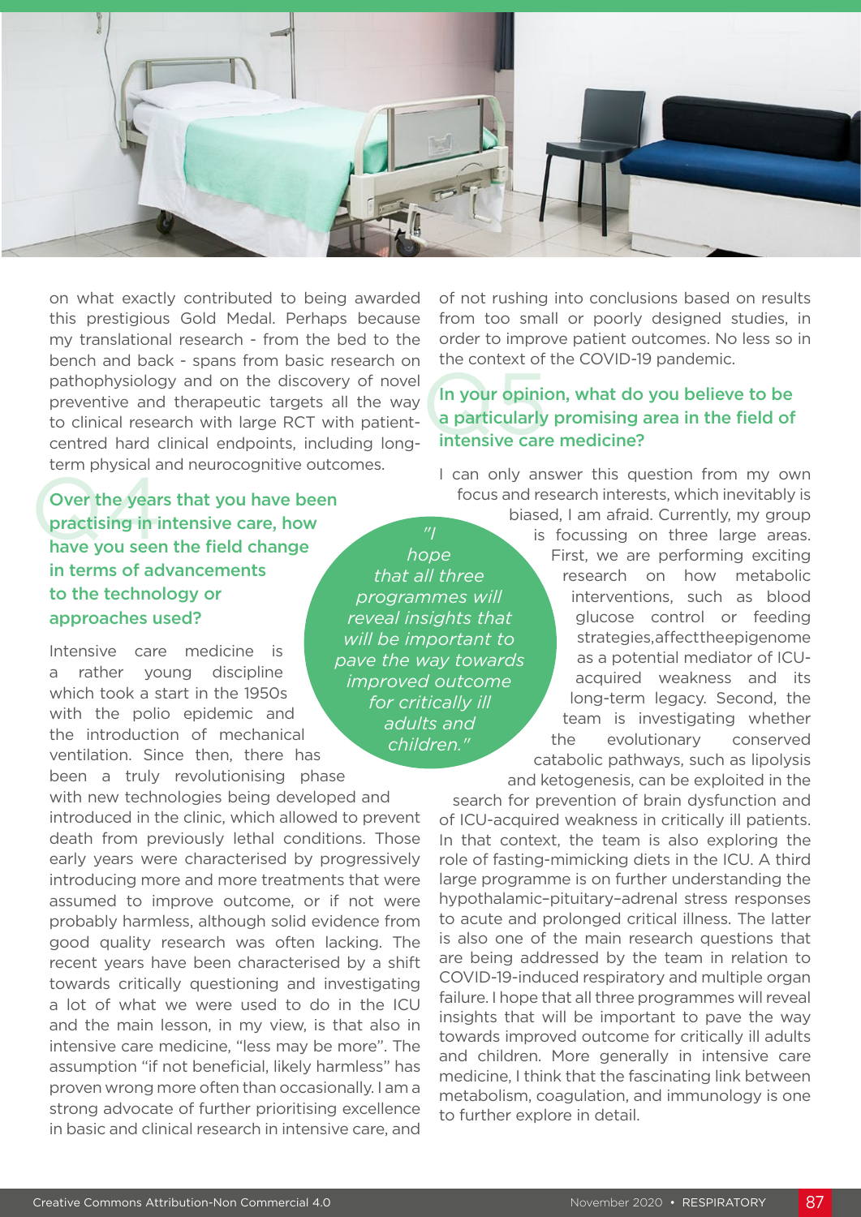on what exactly contributed to being awarded this prestigious Gold Medal. Perhaps because my translational research - from the bed to the bench and back - spans from basic research on pathophysiology and on the discovery of novel preventive and therapeutic targets all the way to clinical research with large RCT with patient-centred hard clinical endpoints, including long-term physical and neurocognitive outcomes.

## Over the years that you have been practising in intensive care, how have you seen the field change in terms of advancements to the technology or approaches used?

Intensive care medicine is a rather young discipline which took a start in the 1950s with the polio epidemic and the introduction of mechanical ventilation. Since then, there has been a truly revolutionising phase with new technologies being developed and introduced in the clinic, which allowed to prevent death from previously lethal conditions. Those early years were characterised by progressively introducing more and more treatments that were assumed to improve outcome, or if not were probably harmless, although solid evidence from good quality research was often lacking. The recent years have been characterised by a shift towards critically questioning and investigating a lot of what we were used to do in the ICU and the main lesson, in my view, is that also in intensive care medicine, "less may be more". The assumption "if not beneficial, likely harmless" has proven wrong more often than occasionally. I am a strong advocate of further prioritising excellence in basic and clinical research in intensive care, and of not rushing into conclusions based on results from too small or poorly designed studies, in order to improve patient outcomes. No less so in the context of the COVID-19 pandemic.

## In your opinion, what do you believe to be a particularly promising area in the field of intensive care medicine?

*"I hope that all three programmes will reveal insights that will be important to pave the way towards improved outcome for critically ill adults and children."*

I can only answer this question from my own focus and research interests, which inevitably is biased, I am afraid. Currently, my group is focussing on three large areas. First, we are performing exciting research on how metabolic interventions, such as blood glucose control or feeding strategies, affect the epigenome as a potential mediator of ICU-acquired weakness and its long-term legacy. Second, the team is investigating whether the evolutionary conserved catabolic pathways, such as lipolysis and ketogenesis, can be exploited in the search for prevention of brain dysfunction and of ICU-acquired weakness in critically ill patients. In that context, the team is also exploring the role of fasting-mimicking diets in the ICU. A third large programme is on further understanding the hypothalamic–pituitary–adrenal stress responses to acute and prolonged critical illness. The latter is also one of the main research questions that are being addressed by the team in relation to COVID-19-induced respiratory and multiple organ failure. I hope that all three programmes will reveal insights that will be important to pave the way towards improved outcome for critically ill adults and children. More generally in intensive care medicine, I think that the fascinating link between metabolism, coagulation, and immunology is one to further explore in detail.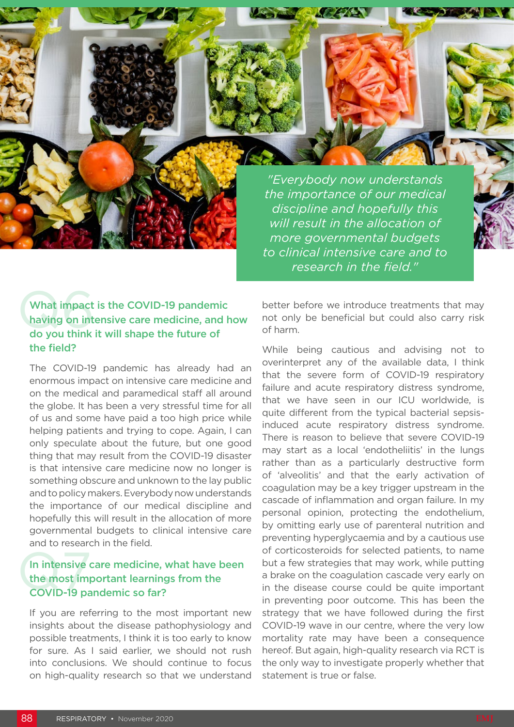> "Everybody now understands the importance of our medical discipline and hopefully this will result in the allocation of more governmental budgets to clinical intensive care and to research in the field."

## Q6 What impact is the COVID-19 pandemic having on intensive care medicine, and how do you think it will shape the future of the field?

The COVID-19 pandemic has already had an enormous impact on intensive care medicine and on the medical and paramedical staff all around the globe. It has been a very stressful time for all of us and some have paid a too high price while helping patients and trying to cope. Again, I can only speculate about the future, but one good thing that may result from the COVID-19 disaster is that intensive care medicine now no longer is something obscure and unknown to the lay public and to policy makers. Everybody now understands the importance of our medical discipline and hopefully this will result in the allocation of more governmental budgets to clinical intensive care and to research in the field.

## Q7 In intensive care medicine, what have been the most important learnings from the COVID-19 pandemic so far?

If you are referring to the most important new insights about the disease pathophysiology and possible treatments, I think it is too early to know for sure. As I said earlier, we should not rush into conclusions. We should continue to focus on high-quality research so that we understand better before we introduce treatments that may not only be beneficial but could also carry risk of harm.

While being cautious and advising not to overinterpret any of the available data, I think that the severe form of COVID-19 respiratory failure and acute respiratory distress syndrome, that we have seen in our ICU worldwide, is quite different from the typical bacterial sepsis-induced acute respiratory distress syndrome. There is reason to believe that severe COVID-19 may start as a local 'endotheliitis' in the lungs rather than as a particularly destructive form of 'alveolitis' and that the early activation of coagulation may be a key trigger upstream in the cascade of inflammation and organ failure. In my personal opinion, protecting the endothelium, by omitting early use of parenteral nutrition and preventing hyperglycaemia and by a cautious use of corticosteroids for selected patients, to name but a few strategies that may work, while putting a brake on the coagulation cascade very early on in the disease course could be quite important in preventing poor outcome. This has been the strategy that we have followed during the first COVID-19 wave in our centre, where the very low mortality rate may have been a consequence hereof. But again, high-quality research via RCT is the only way to investigate properly whether that statement is true or false.